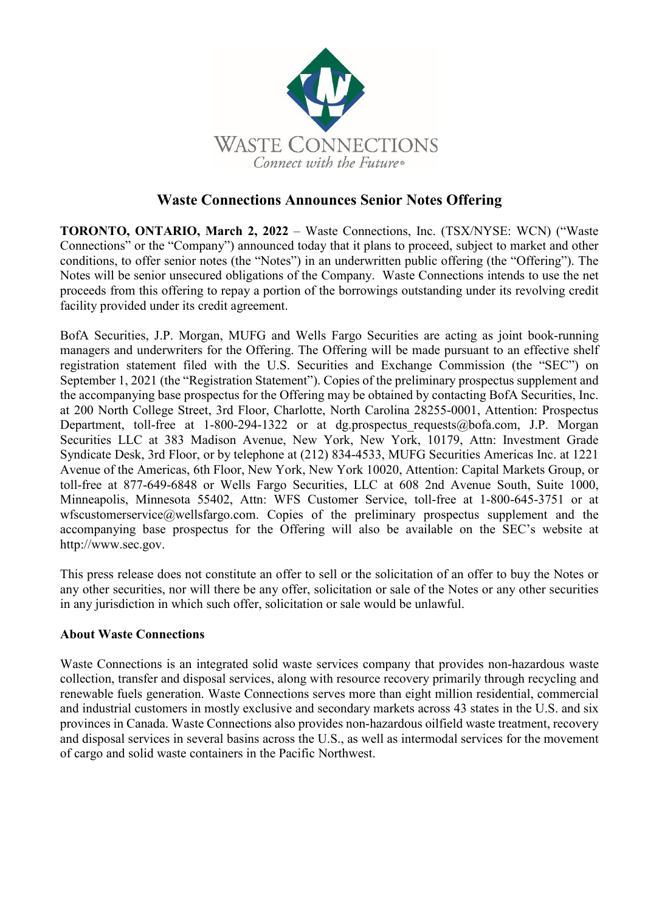WASTE CONNECTIONS

*Connect with the Future®*

# Waste Connections Announces Senior Notes Offering

**TORONTO, ONTARIO, March 2, 2022** – Waste Connections, Inc. (TSX/NYSE: WCN) ("Waste Connections" or the "Company") announced today that it plans to proceed, subject to market and other conditions, to offer senior notes (the "Notes") in an underwritten public offering (the "Offering"). The Notes will be senior unsecured obligations of the Company. Waste Connections intends to use the net proceeds from this offering to repay a portion of the borrowings outstanding under its revolving credit facility provided under its credit agreement.

BofA Securities, J.P. Morgan, MUFG and Wells Fargo Securities are acting as joint book-running managers and underwriters for the Offering. The Offering will be made pursuant to an effective shelf registration statement filed with the U.S. Securities and Exchange Commission (the "SEC") on September 1, 2021 (the "Registration Statement"). Copies of the preliminary prospectus supplement and the accompanying base prospectus for the Offering may be obtained by contacting BofA Securities, Inc. at 200 North College Street, 3rd Floor, Charlotte, North Carolina 28255-0001, Attention: Prospectus Department, toll-free at 1-800-294-1322 or at dg.prospectus_requests@bofa.com, J.P. Morgan Securities LLC at 383 Madison Avenue, New York, New York, 10179, Attn: Investment Grade Syndicate Desk, 3rd Floor, or by telephone at (212) 834-4533, MUFG Securities Americas Inc. at 1221 Avenue of the Americas, 6th Floor, New York, New York 10020, Attention: Capital Markets Group, or toll-free at 877-649-6848 or Wells Fargo Securities, LLC at 608 2nd Avenue South, Suite 1000, Minneapolis, Minnesota 55402, Attn: WFS Customer Service, toll-free at 1-800-645-3751 or at wfscustomerservice@wellsfargo.com. Copies of the preliminary prospectus supplement and the accompanying base prospectus for the Offering will also be available on the SEC's website at http://www.sec.gov.

This press release does not constitute an offer to sell or the solicitation of an offer to buy the Notes or any other securities, nor will there be any offer, solicitation or sale of the Notes or any other securities in any jurisdiction in which such offer, solicitation or sale would be unlawful.

**About Waste Connections**

Waste Connections is an integrated solid waste services company that provides non-hazardous waste collection, transfer and disposal services, along with resource recovery primarily through recycling and renewable fuels generation. Waste Connections serves more than eight million residential, commercial and industrial customers in mostly exclusive and secondary markets across 43 states in the U.S. and six provinces in Canada. Waste Connections also provides non-hazardous oilfield waste treatment, recovery and disposal services in several basins across the U.S., as well as intermodal services for the movement of cargo and solid waste containers in the Pacific Northwest.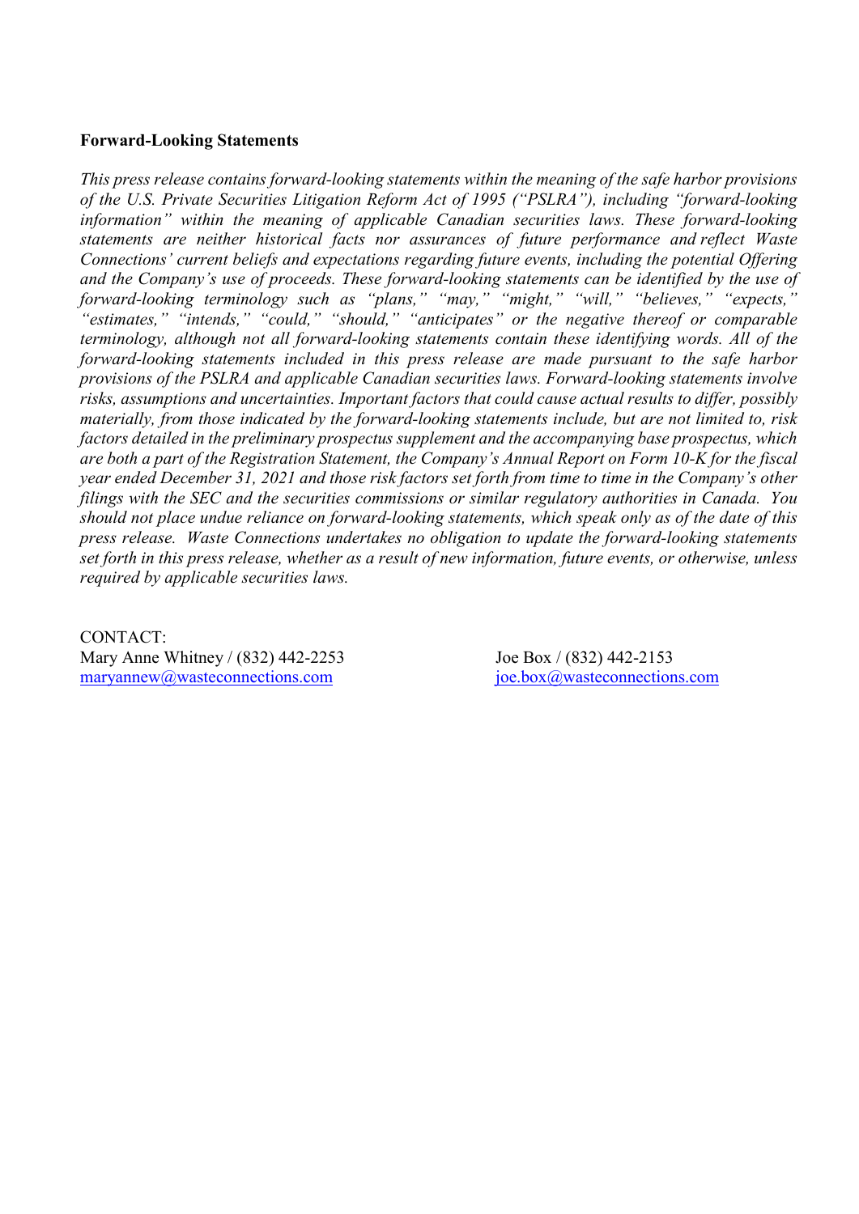**Forward-Looking Statements**

*This press release contains forward-looking statements within the meaning of the safe harbor provisions of the U.S. Private Securities Litigation Reform Act of 1995 ("PSLRA"), including "forward-looking information" within the meaning of applicable Canadian securities laws. These forward-looking statements are neither historical facts nor assurances of future performance and reflect Waste Connections' current beliefs and expectations regarding future events, including the potential Offering and the Company's use of proceeds. These forward-looking statements can be identified by the use of forward-looking terminology such as "plans," "may," "might," "will," "believes," "expects," "estimates," "intends," "could," "should," "anticipates" or the negative thereof or comparable terminology, although not all forward-looking statements contain these identifying words. All of the forward-looking statements included in this press release are made pursuant to the safe harbor provisions of the PSLRA and applicable Canadian securities laws. Forward-looking statements involve risks, assumptions and uncertainties. Important factors that could cause actual results to differ, possibly materially, from those indicated by the forward-looking statements include, but are not limited to, risk factors detailed in the preliminary prospectus supplement and the accompanying base prospectus, which are both a part of the Registration Statement, the Company's Annual Report on Form 10-K for the fiscal year ended December 31, 2021 and those risk factors set forth from time to time in the Company's other filings with the SEC and the securities commissions or similar regulatory authorities in Canada. You should not place undue reliance on forward-looking statements, which speak only as of the date of this press release. Waste Connections undertakes no obligation to update the forward-looking statements set forth in this press release, whether as a result of new information, future events, or otherwise, unless required by applicable securities laws.*

CONTACT:

Mary Anne Whitney / (832) 442-2253
maryannew@wasteconnections.com

Joe Box / (832) 442-2153
joe.box@wasteconnections.com